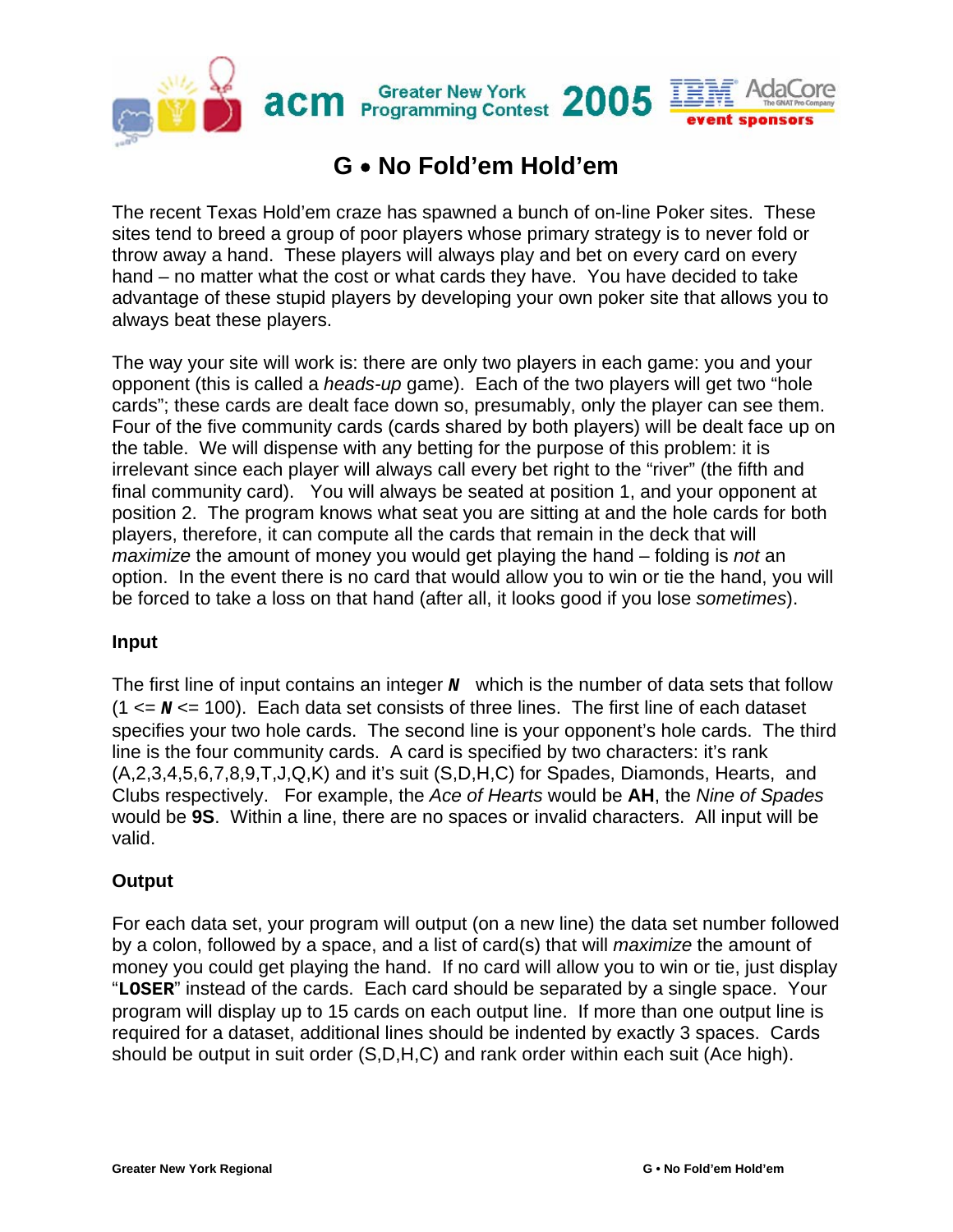# G • No Fold'em Hold'em

The recent Texas Hold'em craze has spawned a bunch of on-line Poker sites. These sites tend to breed a group of poor players whose primary strategy is to never fold or throw away a hand. These players will always play and bet on every card on every hand – no matter what the cost or what cards they have. You have decided to take advantage of these stupid players by developing your own poker site that allows you to always beat these players.

The way your site will work is: there are only two players in each game: you and your opponent (this is called a *heads-up* game). Each of the two players will get two "hole cards"; these cards are dealt face down so, presumably, only the player can see them. Four of the five community cards (cards shared by both players) will be dealt face up on the table. We will dispense with any betting for the purpose of this problem: it is irrelevant since each player will always call every bet right to the "river" (the fifth and final community card). You will always be seated at position 1, and your opponent at position 2. The program knows what seat you are sitting at and the hole cards for both players, therefore, it can compute all the cards that remain in the deck that will *maximize* the amount of money you would get playing the hand – folding is *not* an option. In the event there is no card that would allow you to win or tie the hand, you will be forced to take a loss on that hand (after all, it looks good if you lose *sometimes*).

### Input

The first line of input contains an integer ***N*** which is the number of data sets that follow (1 <= ***N*** <= 100). Each data set consists of three lines. The first line of each dataset specifies your two hole cards. The second line is your opponent's hole cards. The third line is the four community cards. A card is specified by two characters: it's rank (A,2,3,4,5,6,7,8,9,T,J,Q,K) and it's suit (S,D,H,C) for Spades, Diamonds, Hearts, and Clubs respectively. For example, the *Ace of Hearts* would be **AH**, the *Nine of Spades* would be **9S**. Within a line, there are no spaces or invalid characters. All input will be valid.

### Output

For each data set, your program will output (on a new line) the data set number followed by a colon, followed by a space, and a list of card(s) that will *maximize* the amount of money you could get playing the hand. If no card will allow you to win or tie, just display "**LOSER**" instead of the cards. Each card should be separated by a single space. Your program will display up to 15 cards on each output line. If more than one output line is required for a dataset, additional lines should be indented by exactly 3 spaces. Cards should be output in suit order (S,D,H,C) and rank order within each suit (Ace high).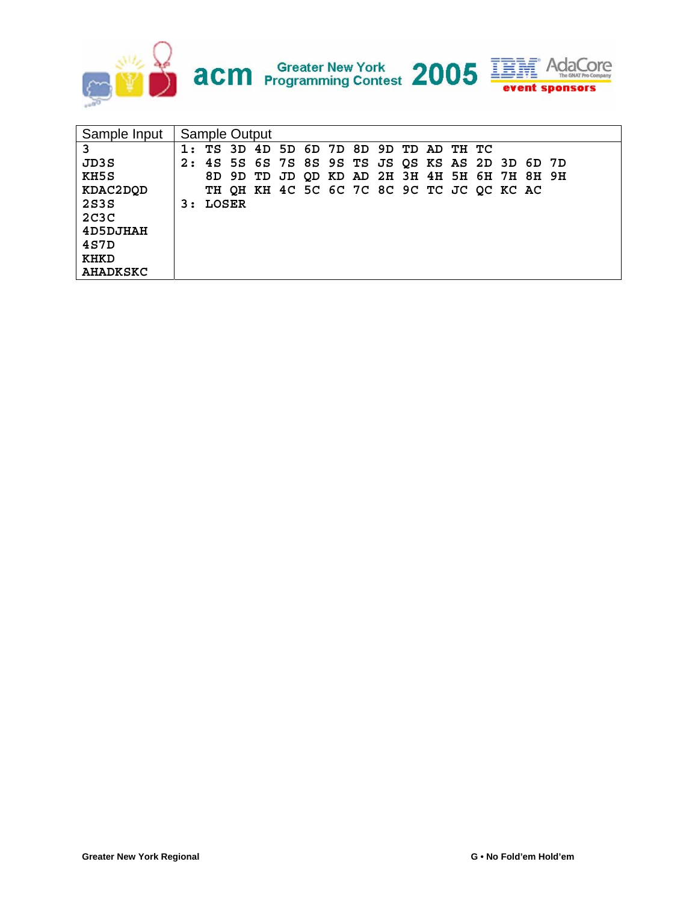| Sample Input | Sample Output |
|---|---|
| 3<br>JD3S<br>KH5S<br>KDAC2DQD<br>2S3S<br>2C3C<br>4D5DJHAH<br>4S7D<br>KHKD<br>AHADKSKC | 1: TS 3D 4D 5D 6D 7D 8D 9D TD AD TH TC<br>2: 4S 5S 6S 7S 8S 9S TS JS QS KS AS 2D 3D 6D 7D<br>8D 9D TD JD QD KD AD 2H 3H 4H 5H 6H 7H 8H 9H<br>TH QH KH 4C 5C 6C 7C 8C 9C TC JC QC KC AC<br>3: LOSER |